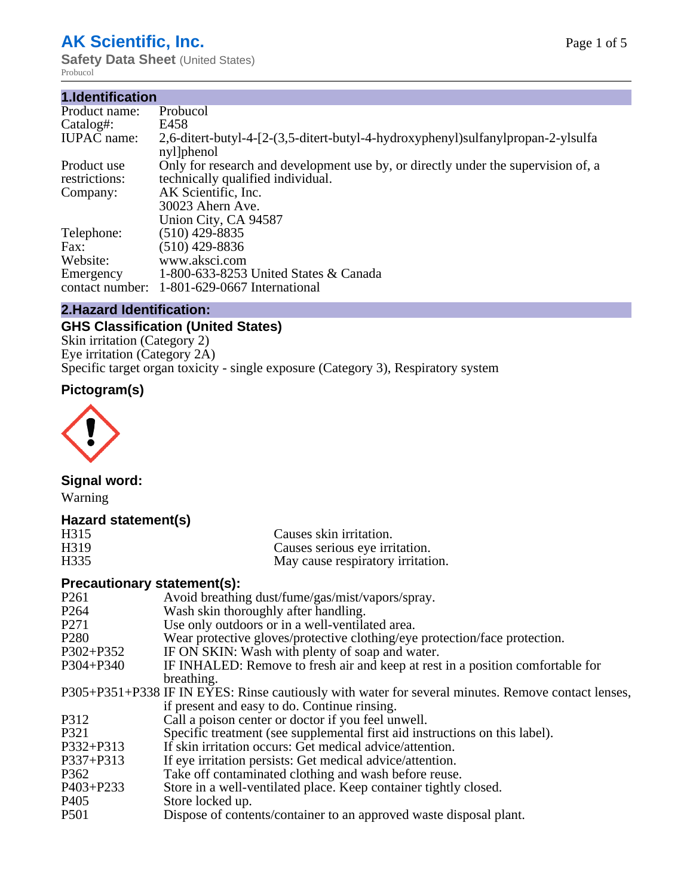# AK Scientific, Inc.

**Safety Data Sheet** (United States)

Probucol

## 1.Identification

| | |
|---|---|
| Product name: | Probucol |
| Catalog#: | E458 |
| IUPAC name: | 2,6-ditert-butyl-4-[2-(3,5-ditert-butyl-4-hydroxyphenyl)sulfanylpropan-2-ylsulfanyl]phenol |
| Product use restrictions: | Only for research and development use by, or directly under the supervision of, a technically qualified individual. |
| Company: | AK Scientific, Inc.<br>30023 Ahern Ave.<br>Union City, CA 94587 |
| Telephone: | (510) 429-8835 |
| Fax: | (510) 429-8836 |
| Website: | www.aksci.com |
| Emergency contact number: | 1-800-633-8253 United States & Canada<br>1-801-629-0667 International |

## 2.Hazard Identification:

### GHS Classification (United States)

Skin irritation (Category 2)
Eye irritation (Category 2A)
Specific target organ toxicity - single exposure (Category 3), Respiratory system

### Pictogram(s)

### Signal word:

Warning

### Hazard statement(s)

| | |
|---|---|
| H315 | Causes skin irritation. |
| H319 | Causes serious eye irritation. |
| H335 | May cause respiratory irritation. |

### Precautionary statement(s):

| | |
|---|---|
| P261 | Avoid breathing dust/fume/gas/mist/vapors/spray. |
| P264 | Wash skin thoroughly after handling. |
| P271 | Use only outdoors or in a well-ventilated area. |
| P280 | Wear protective gloves/protective clothing/eye protection/face protection. |
| P302+P352 | IF ON SKIN: Wash with plenty of soap and water. |
| P304+P340 | IF INHALED: Remove to fresh air and keep at rest in a position comfortable for breathing. |
| P305+P351+P338 | IF IN EYES: Rinse cautiously with water for several minutes. Remove contact lenses, if present and easy to do. Continue rinsing. |
| P312 | Call a poison center or doctor if you feel unwell. |
| P321 | Specific treatment (see supplemental first aid instructions on this label). |
| P332+P313 | If skin irritation occurs: Get medical advice/attention. |
| P337+P313 | If eye irritation persists: Get medical advice/attention. |
| P362 | Take off contaminated clothing and wash before reuse. |
| P403+P233 | Store in a well-ventilated place. Keep container tightly closed. |
| P405 | Store locked up. |
| P501 | Dispose of contents/container to an approved waste disposal plant. |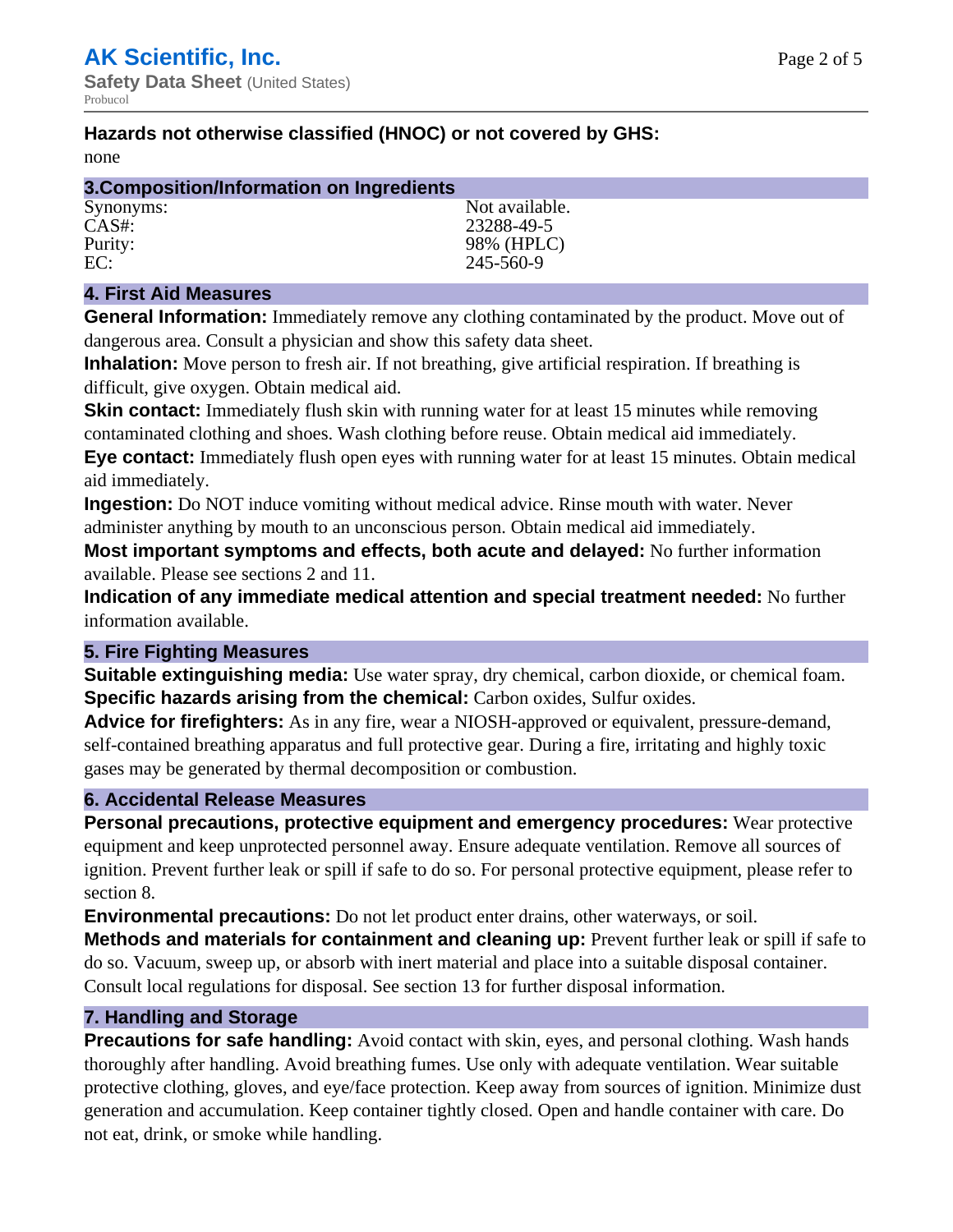**Hazards not otherwise classified (HNOC) or not covered by GHS:**
none

## 3.Composition/Information on Ingredients

| | |
|---|---|
| Synonyms: | Not available. |
| CAS#: | 23288-49-5 |
| Purity: | 98% (HPLC) |
| EC: | 245-560-9 |

## 4. First Aid Measures

**General Information:** Immediately remove any clothing contaminated by the product. Move out of dangerous area. Consult a physician and show this safety data sheet.

**Inhalation:** Move person to fresh air. If not breathing, give artificial respiration. If breathing is difficult, give oxygen. Obtain medical aid.

**Skin contact:** Immediately flush skin with running water for at least 15 minutes while removing contaminated clothing and shoes. Wash clothing before reuse. Obtain medical aid immediately.

**Eye contact:** Immediately flush open eyes with running water for at least 15 minutes. Obtain medical aid immediately.

**Ingestion:** Do NOT induce vomiting without medical advice. Rinse mouth with water. Never administer anything by mouth to an unconscious person. Obtain medical aid immediately.

**Most important symptoms and effects, both acute and delayed:** No further information available. Please see sections 2 and 11.

**Indication of any immediate medical attention and special treatment needed:** No further information available.

## 5. Fire Fighting Measures

**Suitable extinguishing media:** Use water spray, dry chemical, carbon dioxide, or chemical foam.

**Specific hazards arising from the chemical:** Carbon oxides, Sulfur oxides.

**Advice for firefighters:** As in any fire, wear a NIOSH-approved or equivalent, pressure-demand, self-contained breathing apparatus and full protective gear. During a fire, irritating and highly toxic gases may be generated by thermal decomposition or combustion.

## 6. Accidental Release Measures

**Personal precautions, protective equipment and emergency procedures:** Wear protective equipment and keep unprotected personnel away. Ensure adequate ventilation. Remove all sources of ignition. Prevent further leak or spill if safe to do so. For personal protective equipment, please refer to section 8.

**Environmental precautions:** Do not let product enter drains, other waterways, or soil.

**Methods and materials for containment and cleaning up:** Prevent further leak or spill if safe to do so. Vacuum, sweep up, or absorb with inert material and place into a suitable disposal container. Consult local regulations for disposal. See section 13 for further disposal information.

## 7. Handling and Storage

**Precautions for safe handling:** Avoid contact with skin, eyes, and personal clothing. Wash hands thoroughly after handling. Avoid breathing fumes. Use only with adequate ventilation. Wear suitable protective clothing, gloves, and eye/face protection. Keep away from sources of ignition. Minimize dust generation and accumulation. Keep container tightly closed. Open and handle container with care. Do not eat, drink, or smoke while handling.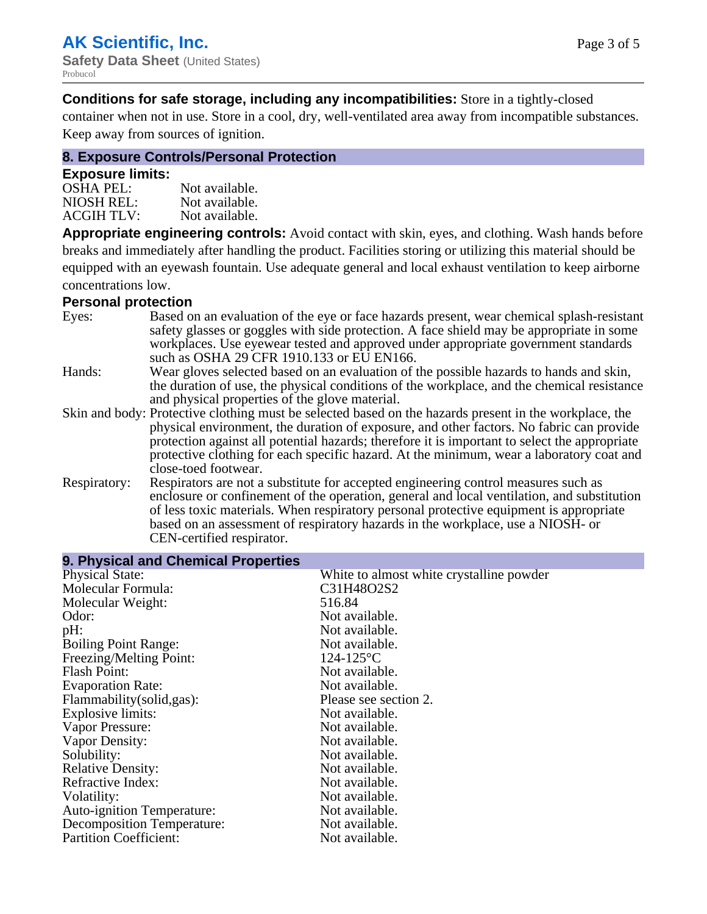**Conditions for safe storage, including any incompatibilities:** Store in a tightly-closed container when not in use. Store in a cool, dry, well-ventilated area away from incompatible substances. Keep away from sources of ignition.

## 8. Exposure Controls/Personal Protection

### Exposure limits:

| | |
|---|---|
| OSHA PEL: | Not available. |
| NIOSH REL: | Not available. |
| ACGIH TLV: | Not available. |

**Appropriate engineering controls:** Avoid contact with skin, eyes, and clothing. Wash hands before breaks and immediately after handling the product. Facilities storing or utilizing this material should be equipped with an eyewash fountain. Use adequate general and local exhaust ventilation to keep airborne concentrations low.

### Personal protection

| | |
|---|---|
| Eyes: | Based on an evaluation of the eye or face hazards present, wear chemical splash-resistant safety glasses or goggles with side protection. A face shield may be appropriate in some workplaces. Use eyewear tested and approved under appropriate government standards such as OSHA 29 CFR 1910.133 or EU EN166. |
| Hands: | Wear gloves selected based on an evaluation of the possible hazards to hands and skin, the duration of use, the physical conditions of the workplace, and the chemical resistance and physical properties of the glove material. |
| Skin and body: | Protective clothing must be selected based on the hazards present in the workplace, the physical environment, the duration of exposure, and other factors. No fabric can provide protection against all potential hazards; therefore it is important to select the appropriate protective clothing for each specific hazard. At the minimum, wear a laboratory coat and close-toed footwear. |
| Respiratory: | Respirators are not a substitute for accepted engineering control measures such as enclosure or confinement of the operation, general and local ventilation, and substitution of less toxic materials. When respiratory personal protective equipment is appropriate based on an assessment of respiratory hazards in the workplace, use a NIOSH- or CEN-certified respirator. |

## 9. Physical and Chemical Properties

| | |
|---|---|
| Physical State: | White to almost white crystalline powder |
| Molecular Formula: | $C_{31}H_{48}O_2S_2$ |
| Molecular Weight: | 516.84 |
| Odor: | Not available. |
| pH: | Not available. |
| Boiling Point Range: | Not available. |
| Freezing/Melting Point: | 124-125°C |
| Flash Point: | Not available. |
| Evaporation Rate: | Not available. |
| Flammability(solid,gas): | Please see section 2. |
| Explosive limits: | Not available. |
| Vapor Pressure: | Not available. |
| Vapor Density: | Not available. |
| Solubility: | Not available. |
| Relative Density: | Not available. |
| Refractive Index: | Not available. |
| Volatility: | Not available. |
| Auto-ignition Temperature: | Not available. |
| Decomposition Temperature: | Not available. |
| Partition Coefficient: | Not available. |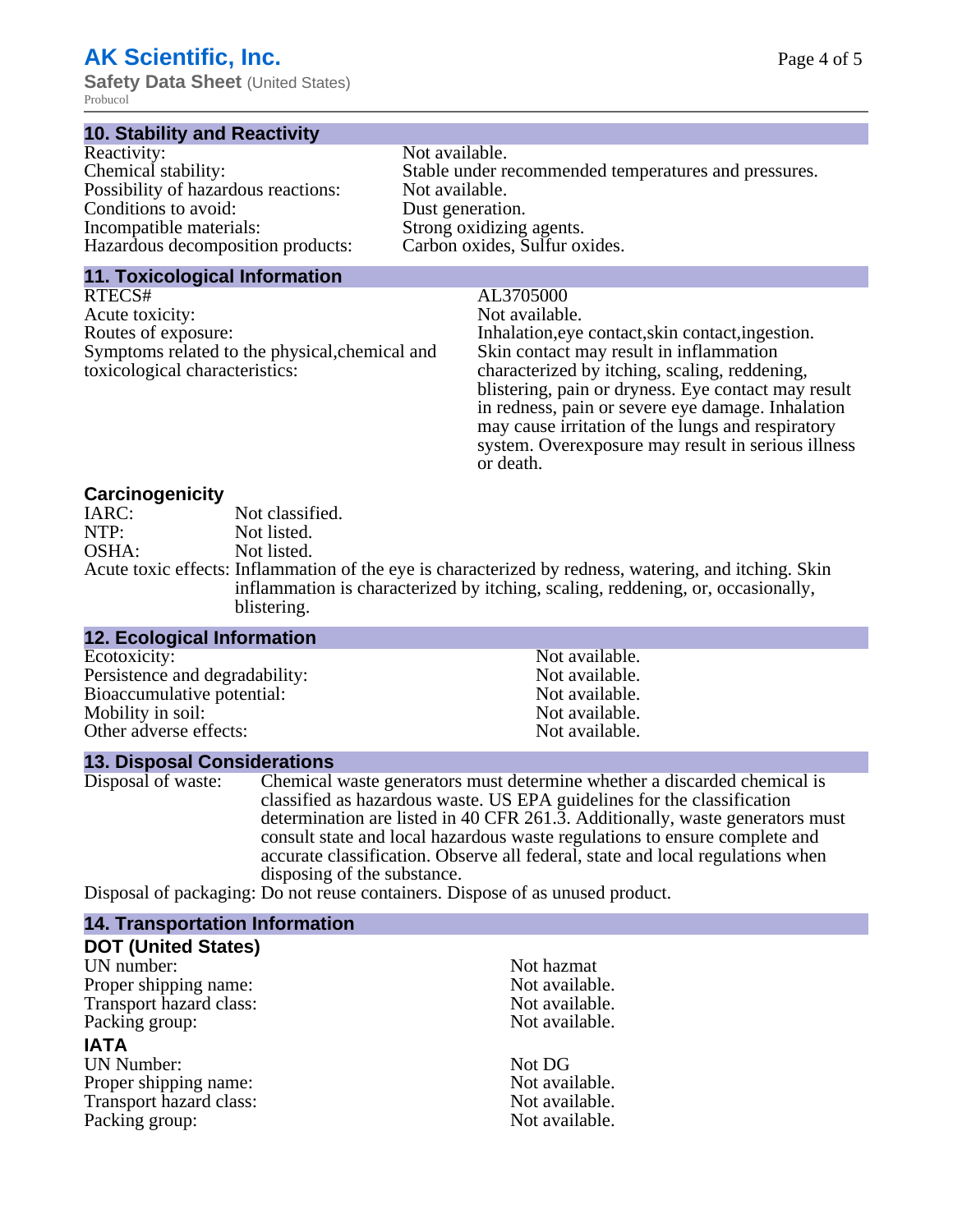## 10. Stability and Reactivity

| | |
|---|---|
| Reactivity: | Not available. |
| Chemical stability: | Stable under recommended temperatures and pressures. |
| Possibility of hazardous reactions: | Not available. |
| Conditions to avoid: | Dust generation. |
| Incompatible materials: | Strong oxidizing agents. |
| Hazardous decomposition products: | Carbon oxides, Sulfur oxides. |

## 11. Toxicological Information

| | |
|---|---|
| RTECS# | AL3705000 |
| Acute toxicity: | Not available. |
| Routes of exposure: | Inhalation,eye contact,skin contact,ingestion. |
| Symptoms related to the physical,chemical and toxicological characteristics: | Skin contact may result in inflammation characterized by itching, scaling, reddening, blistering, pain or dryness. Eye contact may result in redness, pain or severe eye damage. Inhalation may cause irritation of the lungs and respiratory system. Overexposure may result in serious illness or death. |

### Carcinogenicity

| | |
|---|---|
| IARC: | Not classified. |
| NTP: | Not listed. |
| OSHA: | Not listed. |
| Acute toxic effects: | Inflammation of the eye is characterized by redness, watering, and itching. Skin inflammation is characterized by itching, scaling, reddening, or, occasionally, blistering. |

## 12. Ecological Information

| | |
|---|---|
| Ecotoxicity: | Not available. |
| Persistence and degradability: | Not available. |
| Bioaccumulative potential: | Not available. |
| Mobility in soil: | Not available. |
| Other adverse effects: | Not available. |

## 13. Disposal Considerations

| | |
|---|---|
| Disposal of waste: | Chemical waste generators must determine whether a discarded chemical is classified as hazardous waste. US EPA guidelines for the classification determination are listed in 40 CFR 261.3. Additionally, waste generators must consult state and local hazardous waste regulations to ensure complete and accurate classification. Observe all federal, state and local regulations when disposing of the substance. |
| Disposal of packaging: | Do not reuse containers. Dispose of as unused product. |

## 14. Transportation Information

### DOT (United States)

| | |
|---|---|
| UN number: | Not hazmat |
| Proper shipping name: | Not available. |
| Transport hazard class: | Not available. |
| Packing group: | Not available. |

### IATA

| | |
|---|---|
| UN Number: | Not DG |
| Proper shipping name: | Not available. |
| Transport hazard class: | Not available. |
| Packing group: | Not available. |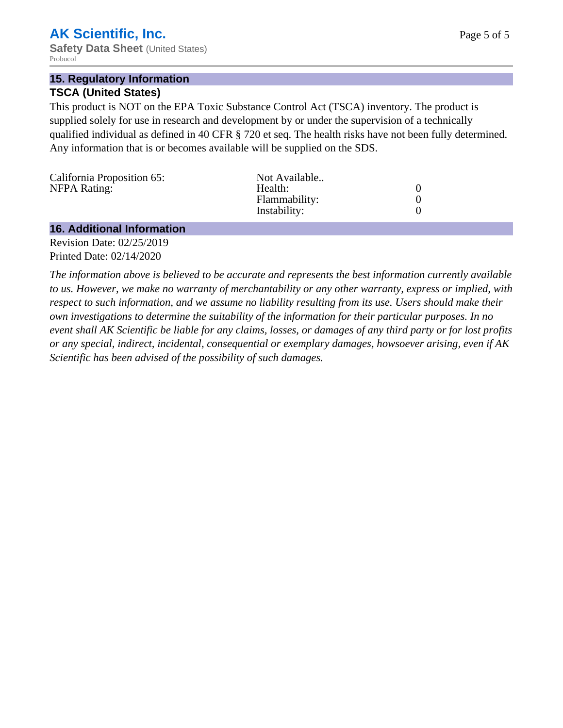## 15. Regulatory Information

### TSCA (United States)

This product is NOT on the EPA Toxic Substance Control Act (TSCA) inventory. The product is supplied solely for use in research and development by or under the supervision of a technically qualified individual as defined in 40 CFR § 720 et seq. The health risks have not been fully determined. Any information that is or becomes available will be supplied on the SDS.

| | | |
|---|---|---|
| California Proposition 65: | Not Available.. | |
| NFPA Rating: | Health: | 0 |
| | Flammability: | 0 |
| | Instability: | 0 |

## 16. Additional Information

Revision Date: 02/25/2019
Printed Date: 02/14/2020

*The information above is believed to be accurate and represents the best information currently available to us. However, we make no warranty of merchantability or any other warranty, express or implied, with respect to such information, and we assume no liability resulting from its use. Users should make their own investigations to determine the suitability of the information for their particular purposes. In no event shall AK Scientific be liable for any claims, losses, or damages of any third party or for lost profits or any special, indirect, incidental, consequential or exemplary damages, howsoever arising, even if AK Scientific has been advised of the possibility of such damages.*